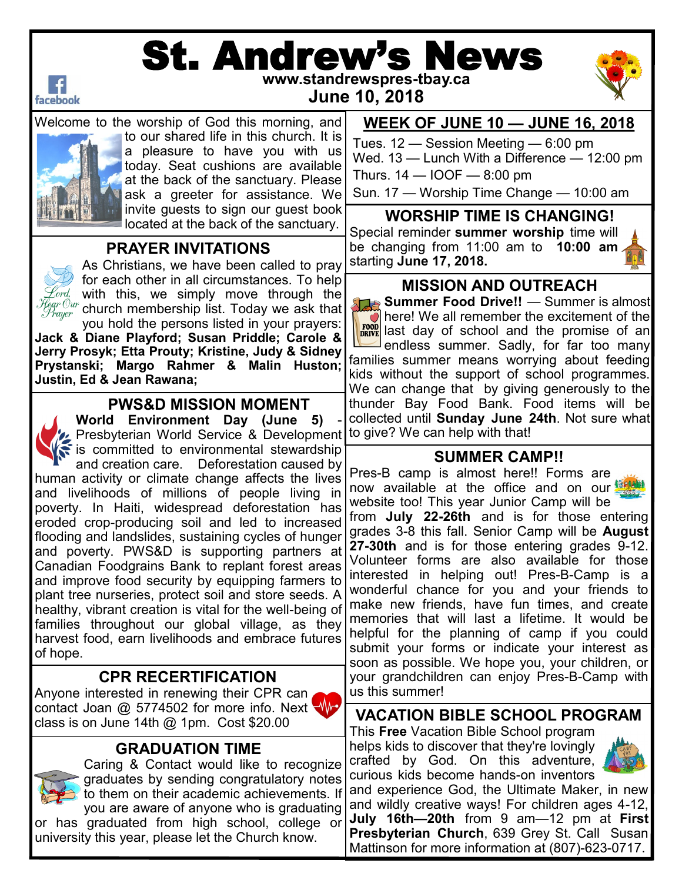# St. Andrew's News

www.standrewspres-tbay.ca

**June 10, 2018**

Welcome to the worship of God this morning, and to our shared life in this church. It is a pleasure to have you with us today. Seat cushions are available at the back of the sanctuary. Please ask a greeter for assistance. We invite guests to sign our guest book located at the back of the sanctuary.

## PRAYER INVITATIONS

As Christians, we have been called to pray for each other in all circumstances. To help with this, we simply move through the church membership list. Today we ask that you hold the persons listed in your prayers: **Jack & Diane Playford; Susan Priddle; Carole & Jerry Prosyk; Etta Prouty; Kristine, Judy & Sidney Prystanski; Margo Rahmer & Malin Huston; Justin, Ed & Jean Rawana;**

## PWS&D MISSION MOMENT

**World Environment Day (June 5)** - Presbyterian World Service & Development is committed to environmental stewardship and creation care. Deforestation caused by human activity or climate change affects the lives and livelihoods of millions of people living in poverty. In Haiti, widespread deforestation has eroded crop-producing soil and led to increased flooding and landslides, sustaining cycles of hunger and poverty. PWS&D is supporting partners at Canadian Foodgrains Bank to replant forest areas and improve food security by equipping farmers to plant tree nurseries, protect soil and store seeds. A healthy, vibrant creation is vital for the well-being of families throughout our global village, as they harvest food, earn livelihoods and embrace futures of hope.

## CPR RECERTIFICATION

Anyone interested in renewing their CPR can contact Joan @ 5774502 for more info. Next class is on June 14th @ 1pm. Cost $20.00

## GRADUATION TIME

Caring & Contact would like to recognize graduates by sending congratulatory notes to them on their academic achievements. If you are aware of anyone who is graduating or has graduated from high school, college or university this year, please let the Church know.

## WEEK OF JUNE 10 — JUNE 16, 2018

Tues. 12 — Session Meeting — 6:00 pm

Wed. 13 — Lunch With a Difference — 12:00 pm

Thurs. 14 — IOOF — 8:00 pm

Sun. 17 — Worship Time Change — 10:00 am

## WORSHIP TIME IS CHANGING!

Special reminder **summer worship** time will be changing from 11:00 am to **10:00 am** starting **June 17, 2018.**

## MISSION AND OUTREACH

**Summer Food Drive!!** — Summer is almost here! We all remember the excitement of the last day of school and the promise of an endless summer. Sadly, for far too many families summer means worrying about feeding kids without the support of school programmes. We can change that by giving generously to the thunder Bay Food Bank. Food items will be collected until **Sunday June 24th**. Not sure what to give? We can help with that!

## SUMMER CAMP!!

Pres-B camp is almost here!! Forms are now available at the office and on our website too! This year Junior Camp will be from **July 22-26th** and is for those entering grades 3-8 this fall. Senior Camp will be **August 27-30th** and is for those entering grades 9-12. Volunteer forms are also available for those interested in helping out! Pres-B-Camp is a wonderful chance for you and your friends to make new friends, have fun times, and create memories that will last a lifetime. It would be helpful for the planning of camp if you could submit your forms or indicate your interest as soon as possible. We hope you, your children, or your grandchildren can enjoy Pres-B-Camp with us this summer!

## VACATION BIBLE SCHOOL PROGRAM

This **Free** Vacation Bible School program helps kids to discover that they're lovingly crafted by God. On this adventure, curious kids become hands-on inventors and experience God, the Ultimate Maker, in new and wildly creative ways! For children ages 4-12, **July 16th—20th** from 9 am—12 pm at **First Presbyterian Church**, 639 Grey St. Call Susan Mattinson for more information at (807)-623-0717.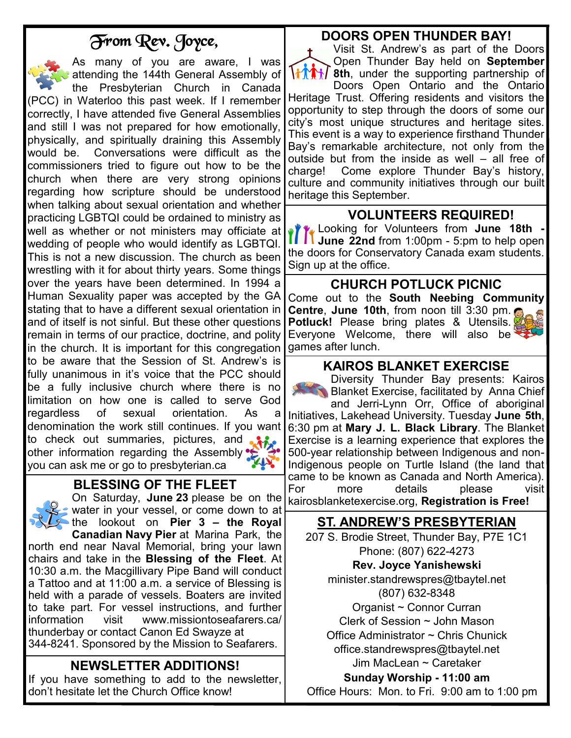## From Rev. Joyce,

As many of you are aware, I was attending the 144th General Assembly of the Presbyterian Church in Canada (PCC) in Waterloo this past week. If I remember correctly, I have attended five General Assemblies and still I was not prepared for how emotionally, physically, and spiritually draining this Assembly would be. Conversations were difficult as the commissioners tried to figure out how to be the church when there are very strong opinions regarding how scripture should be understood when talking about sexual orientation and whether practicing LGBTQI could be ordained to ministry as well as whether or not ministers may officiate at wedding of people who would identify as LGBTQI. This is not a new discussion. The church as been wrestling with it for about thirty years. Some things over the years have been determined. In 1994 a Human Sexuality paper was accepted by the GA stating that to have a different sexual orientation in and of itself is not sinful. But these other questions remain in terms of our practice, doctrine, and polity in the church. It is important for this congregation to be aware that the Session of St. Andrew's is fully unanimous in it's voice that the PCC should be a fully inclusive church where there is no limitation on how one is called to serve God regardless of sexual orientation. As a denomination the work still continues. If you want to check out summaries, pictures, and other information regarding the Assembly you can ask me or go to presbyterian.ca

## BLESSING OF THE FLEET

On Saturday, **June 23** please be on the water in your vessel, or come down to at the lookout on **Pier 3 – the Royal Canadian Navy Pier** at Marina Park, the north end near Naval Memorial, bring your lawn chairs and take in the **Blessing of the Fleet**. At 10:30 a.m. the Macgillivary Pipe Band will conduct a Tattoo and at 11:00 a.m. a service of Blessing is held with a parade of vessels. Boaters are invited to take part. For vessel instructions, and further information visit www.missiontoseafarers.ca/thunderbay or contact Canon Ed Swayze at 344-8241. Sponsored by the Mission to Seafarers.

## NEWSLETTER ADDITIONS!

If you have something to add to the newsletter, don't hesitate let the Church Office know!

## DOORS OPEN THUNDER BAY!

Visit St. Andrew's as part of the Doors Open Thunder Bay held on **September 8th**, under the supporting partnership of Doors Open Ontario and the Ontario Heritage Trust. Offering residents and visitors the opportunity to step through the doors of some our city's most unique structures and heritage sites. This event is a way to experience firsthand Thunder Bay's remarkable architecture, not only from the outside but from the inside as well – all free of charge! Come explore Thunder Bay's history, culture and community initiatives through our built heritage this September.

## VOLUNTEERS REQUIRED!

Looking for Volunteers from **June 18th - June 22nd** from 1:00pm - 5:pm to help open the doors for Conservatory Canada exam students. Sign up at the office.

## CHURCH POTLUCK PICNIC

Come out to the **South Neebing Community Centre**, **June 10th**, from noon till 3:30 pm. **Potluck!** Please bring plates & Utensils. Everyone Welcome, there will also be games after lunch.

## KAIROS BLANKET EXERCISE

Diversity Thunder Bay presents: Kairos Blanket Exercise, facilitated by Anna Chief and Jerri-Lynn Orr, Office of aboriginal Initiatives, Lakehead University. Tuesday **June 5th**, 6:30 pm at **Mary J. L. Black Library**. The Blanket Exercise is a learning experience that explores the 500-year relationship between Indigenous and non-Indigenous people on Turtle Island (the land that came to be known as Canada and North America). For more details please visit kairosblanketexercise.org, **Registration is Free!**

## ST. ANDREW'S PRESBYTERIAN

207 S. Brodie Street, Thunder Bay, P7E 1C1
Phone: (807) 622-4273
**Rev. Joyce Yanishewski**
minister.standrewspres@tbaytel.net
(807) 632-8348
Organist ~ Connor Curran
Clerk of Session ~ John Mason
Office Administrator ~ Chris Chunick
office.standrewspres@tbaytel.net
Jim MacLean ~ Caretaker
**Sunday Worship - 11:00 am**
Office Hours: Mon. to Fri. 9:00 am to 1:00 pm